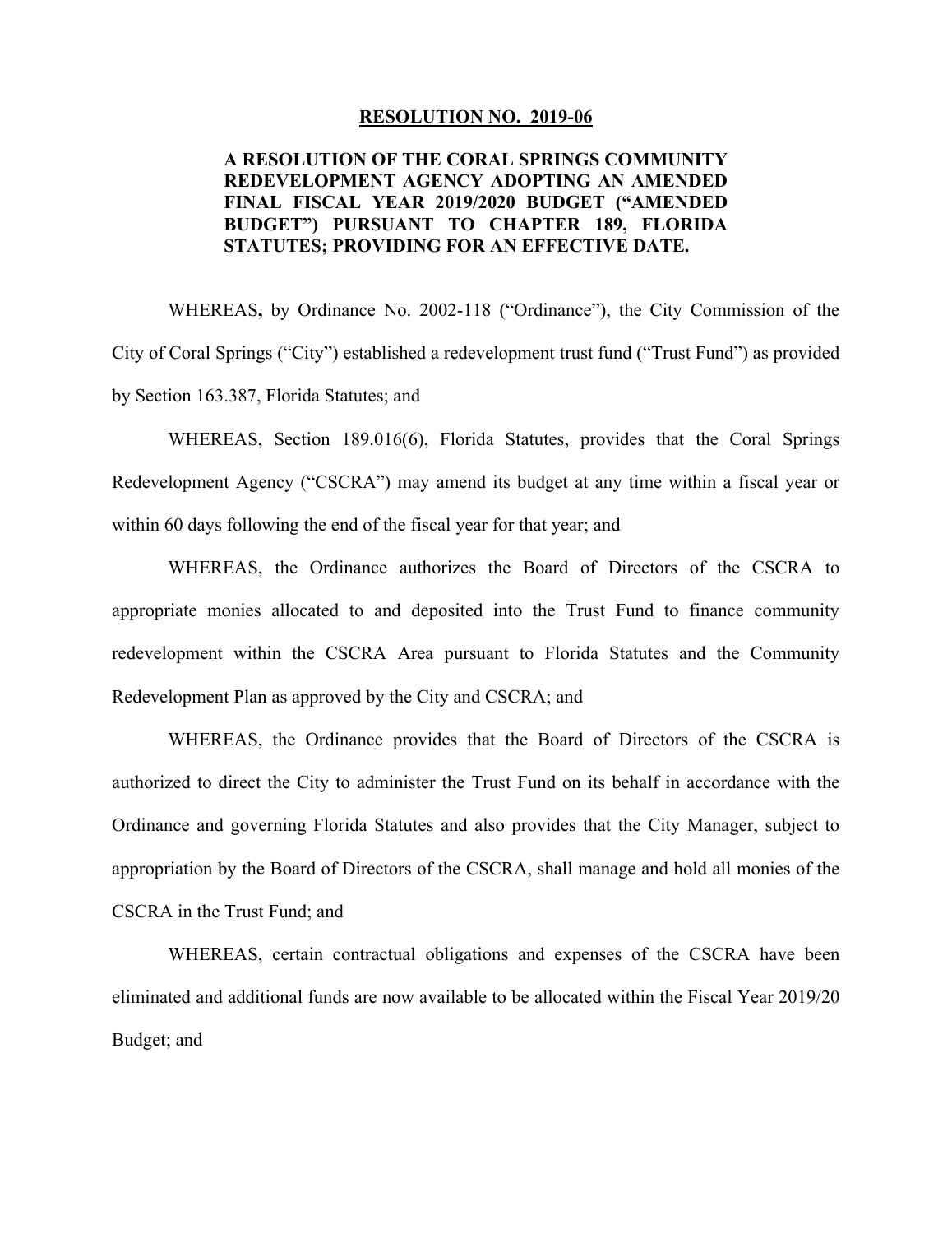**RESOLUTION NO. 2019-06**

**A RESOLUTION OF THE CORAL SPRINGS COMMUNITY REDEVELOPMENT AGENCY ADOPTING AN AMENDED FINAL FISCAL YEAR 2019/2020 BUDGET ("AMENDED BUDGET") PURSUANT TO CHAPTER 189, FLORIDA STATUTES; PROVIDING FOR AN EFFECTIVE DATE.**

WHEREAS**,** by Ordinance No. 2002-118 ("Ordinance"), the City Commission of the City of Coral Springs ("City") established a redevelopment trust fund ("Trust Fund") as provided by Section 163.387, Florida Statutes; and

WHEREAS, Section 189.016(6), Florida Statutes, provides that the Coral Springs Redevelopment Agency ("CSCRA") may amend its budget at any time within a fiscal year or within 60 days following the end of the fiscal year for that year; and

WHEREAS, the Ordinance authorizes the Board of Directors of the CSCRA to appropriate monies allocated to and deposited into the Trust Fund to finance community redevelopment within the CSCRA Area pursuant to Florida Statutes and the Community Redevelopment Plan as approved by the City and CSCRA; and

WHEREAS, the Ordinance provides that the Board of Directors of the CSCRA is authorized to direct the City to administer the Trust Fund on its behalf in accordance with the Ordinance and governing Florida Statutes and also provides that the City Manager, subject to appropriation by the Board of Directors of the CSCRA, shall manage and hold all monies of the CSCRA in the Trust Fund; and

WHEREAS, certain contractual obligations and expenses of the CSCRA have been eliminated and additional funds are now available to be allocated within the Fiscal Year 2019/20 Budget; and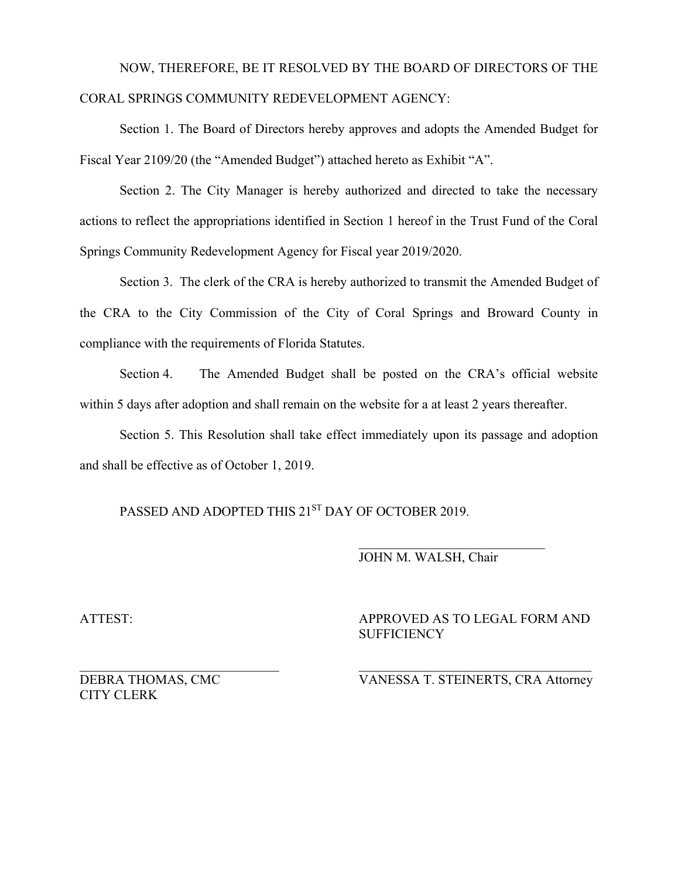NOW, THEREFORE, BE IT RESOLVED BY THE BOARD OF DIRECTORS OF THE CORAL SPRINGS COMMUNITY REDEVELOPMENT AGENCY:

Section 1. The Board of Directors hereby approves and adopts the Amended Budget for Fiscal Year 2109/20 (the "Amended Budget") attached hereto as Exhibit "A".

Section 2. The City Manager is hereby authorized and directed to take the necessary actions to reflect the appropriations identified in Section 1 hereof in the Trust Fund of the Coral Springs Community Redevelopment Agency for Fiscal year 2019/2020.

Section 3. The clerk of the CRA is hereby authorized to transmit the Amended Budget of the CRA to the City Commission of the City of Coral Springs and Broward County in compliance with the requirements of Florida Statutes.

Section 4. The Amended Budget shall be posted on the CRA's official website within 5 days after adoption and shall remain on the website for a at least 2 years thereafter.

Section 5. This Resolution shall take effect immediately upon its passage and adoption and shall be effective as of October 1, 2019.

PASSED AND ADOPTED THIS 21ST DAY OF OCTOBER 2019.

\_\_\_\_\_\_\_\_\_\_\_\_\_\_\_\_\_\_\_\_\_\_\_\_\_\_\_\_
JOHN M. WALSH, Chair

ATTEST:

\_\_\_\_\_\_\_\_\_\_\_\_\_\_\_\_\_\_\_\_\_\_\_\_\_\_\_\_
DEBRA THOMAS, CMC
CITY CLERK

APPROVED AS TO LEGAL FORM AND SUFFICIENCY

\_\_\_\_\_\_\_\_\_\_\_\_\_\_\_\_\_\_\_\_\_\_\_\_\_\_\_\_
VANESSA T. STEINERTS, CRA Attorney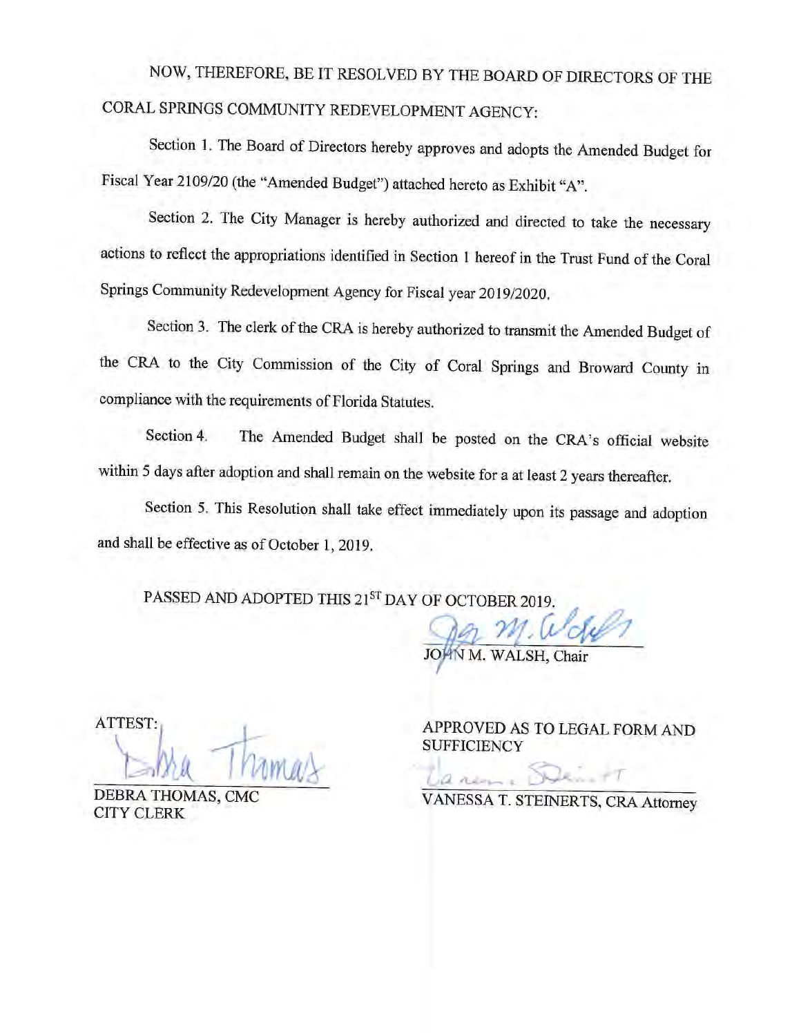NOW, THEREFORE, BE IT RESOLVED BY THE BOARD OF DIRECTORS OF THE CORAL SPRINGS COMMUNITY REDEVELOPMENT AGENCY:

Section 1. The Board of Directors hereby approves and adopts the Amended Budget for Fiscal Year 2109/20 (the "Amended Budget") attached hereto as Exhibit "A".

Section 2. The City Manager is hereby authorized and directed to take the necessary actions to reflect the appropriations identified in Section 1 hereof in the Trust Fund of the Coral Springs Community Redevelopment Agency for Fiscal year 2019/2020.

Section 3. The clerk of the CRA is hereby authorized to transmit the Amended Budget of the CRA to the City Commission of the City of Coral Springs and Broward County in compliance with the requirements of Florida Statutes.

Section 4. The Amended Budget shall be posted on the CRA's official website within 5 days after adoption and shall remain on the website for a at least 2 years thereafter.

Section 5. This Resolution shall take effect immediately upon its passage and adoption and shall be effective as of October 1, 2019.

PASSED AND ADOPTED THIS 21ST DAY OF OCTOBER 2019.

JOHN M. WALSH, Chair

ATTEST:

DEBRA THOMAS, CMC
CITY CLERK

APPROVED AS TO LEGAL FORM AND SUFFICIENCY

VANESSA T. STEINERTS, CRA Attorney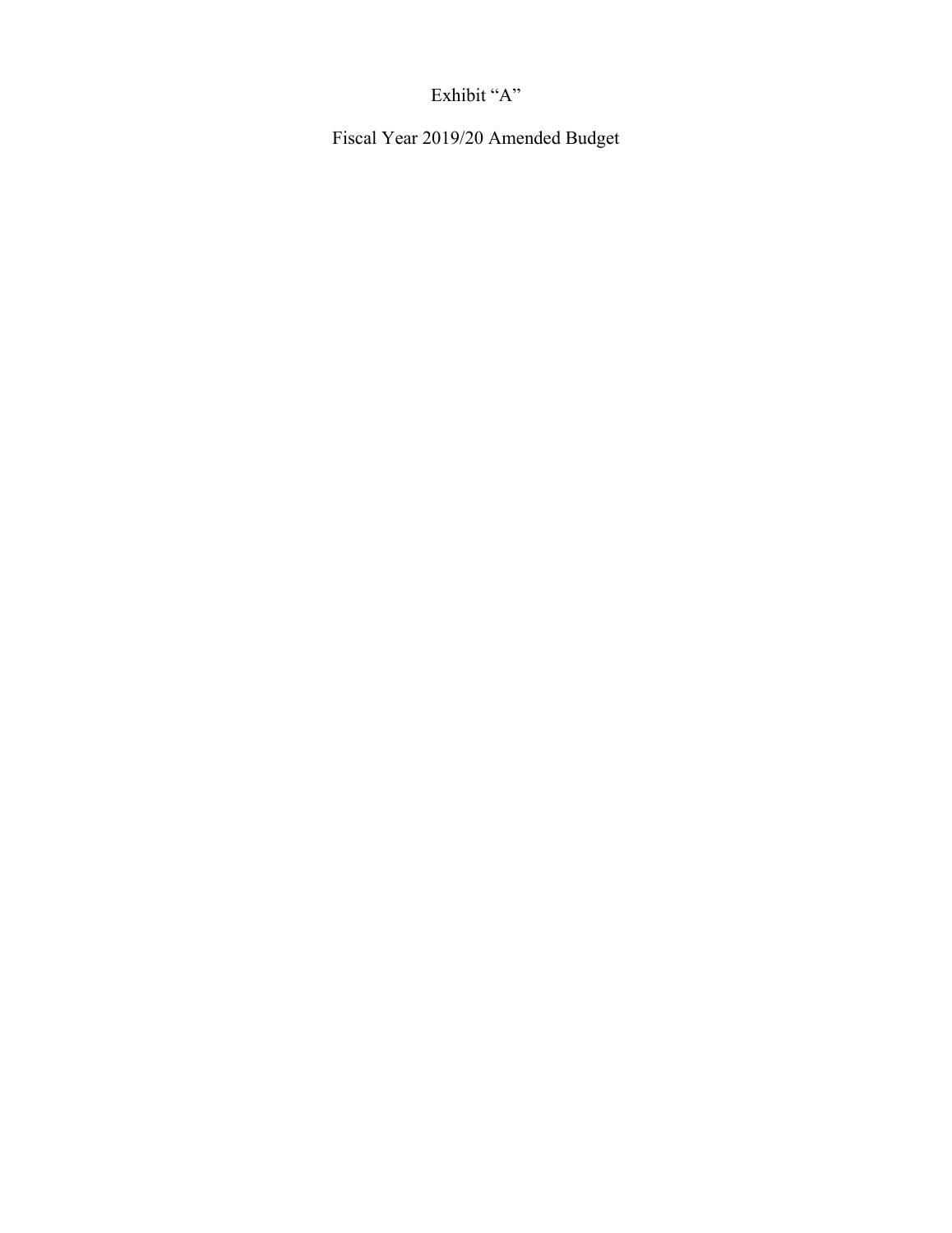Exhibit "A"

Fiscal Year 2019/20 Amended Budget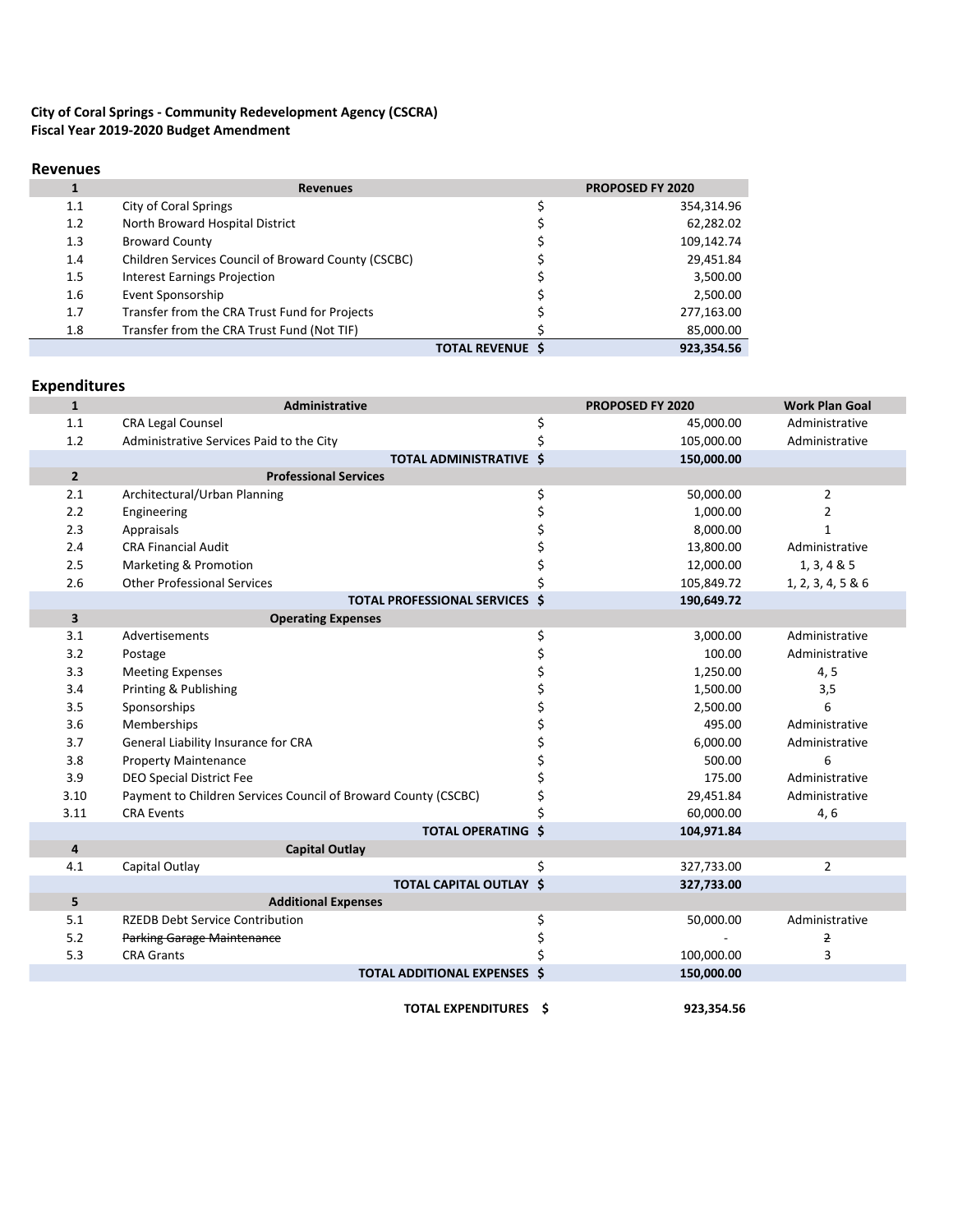**City of Coral Springs - Community Redevelopment Agency (CSCRA)**
**Fiscal Year 2019-2020 Budget Amendment**

## Revenues

| 1 | Revenues | | PROPOSED FY 2020 |
|---|---|---|---|
| 1.1 | City of Coral Springs | $ | 354,314.96 |
| 1.2 | North Broward Hospital District | $ | 62,282.02 |
| 1.3 | Broward County | $ | 109,142.74 |
| 1.4 | Children Services Council of Broward County (CSCBC) | $ | 29,451.84 |
| 1.5 | Interest Earnings Projection | $ | 3,500.00 |
| 1.6 | Event Sponsorship | $ | 2,500.00 |
| 1.7 | Transfer from the CRA Trust Fund for Projects | $ | 277,163.00 |
| 1.8 | Transfer from the CRA Trust Fund (Not TIF) | $ | 85,000.00 |
| | **TOTAL REVENUE** | **$** | **923,354.56** |

## Expenditures

| 1 | Administrative | | PROPOSED FY 2020 | Work Plan Goal |
|---|---|---|---|---|
| 1.1 | CRA Legal Counsel | $ | 45,000.00 | Administrative |
| 1.2 | Administrative Services Paid to the City | $ | 105,000.00 | Administrative |
| | **TOTAL ADMINISTRATIVE** | **$** | **150,000.00** | |
| **2** | **Professional Services** | | | |
| 2.1 | Architectural/Urban Planning | $ | 50,000.00 | 2 |
| 2.2 | Engineering | $ | 1,000.00 | 2 |
| 2.3 | Appraisals | $ | 8,000.00 | 1 |
| 2.4 | CRA Financial Audit | $ | 13,800.00 | Administrative |
| 2.5 | Marketing & Promotion | $ | 12,000.00 | 1, 3, 4 & 5 |
| 2.6 | Other Professional Services | $ | 105,849.72 | 1, 2, 3, 4, 5 & 6 |
| | **TOTAL PROFESSIONAL SERVICES** | **$** | **190,649.72** | |
| **3** | **Operating Expenses** | | | |
| 3.1 | Advertisements | $ | 3,000.00 | Administrative |
| 3.2 | Postage | $ | 100.00 | Administrative |
| 3.3 | Meeting Expenses | $ | 1,250.00 | 4, 5 |
| 3.4 | Printing & Publishing | $ | 1,500.00 | 3,5 |
| 3.5 | Sponsorships | $ | 2,500.00 | 6 |
| 3.6 | Memberships | $ | 495.00 | Administrative |
| 3.7 | General Liability Insurance for CRA | $ | 6,000.00 | Administrative |
| 3.8 | Property Maintenance | $ | 500.00 | 6 |
| 3.9 | DEO Special District Fee | $ | 175.00 | Administrative |
| 3.10 | Payment to Children Services Council of Broward County (CSCBC) | $ | 29,451.84 | Administrative |
| 3.11 | CRA Events | $ | 60,000.00 | 4, 6 |
| | **TOTAL OPERATING** | **$** | **104,971.84** | |
| **4** | **Capital Outlay** | | | |
| 4.1 | Capital Outlay | $ | 327,733.00 | 2 |
| | **TOTAL CAPITAL OUTLAY** | **$** | **327,733.00** | |
| **5** | **Additional Expenses** | | | |
| 5.1 | RZEDB Debt Service Contribution | $ | 50,000.00 | Administrative |
| 5.2 | ~~Parking Garage Maintenance~~ | $ | - | ~~2~~ |
| 5.3 | CRA Grants | $ | 100,000.00 | 3 |
| | **TOTAL ADDITIONAL EXPENSES** | **$** | **150,000.00** | |
| | **TOTAL EXPENDITURES** | **$** | **923,354.56** | |